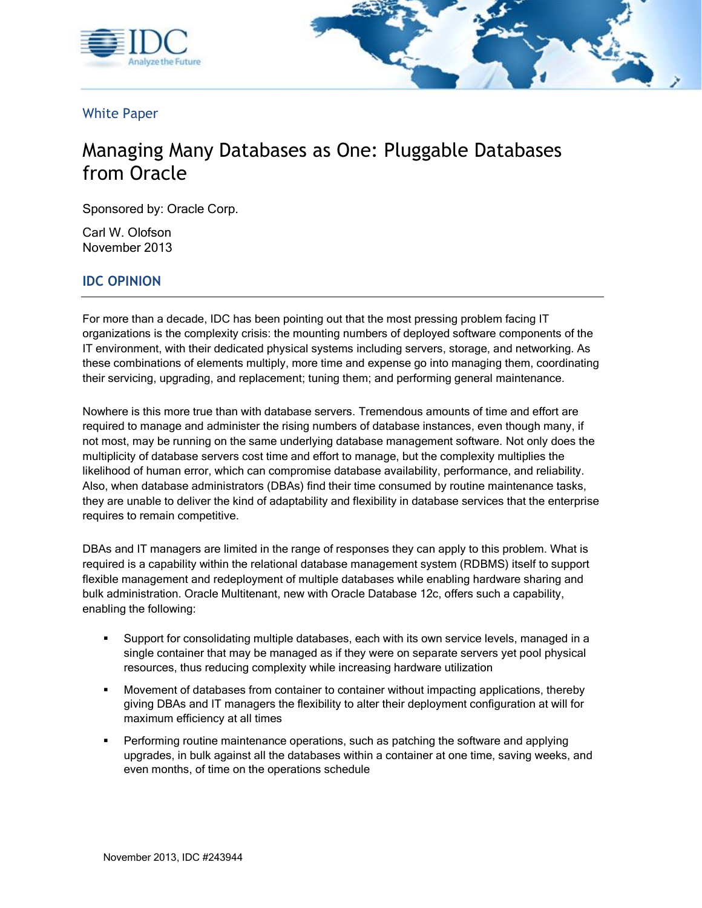White Paper

# Managing Many Databases as One: Pluggable Databases from Oracle

Sponsored by: Oracle Corp.

Carl W. Olofson
November 2013

## IDC OPINION

For more than a decade, IDC has been pointing out that the most pressing problem facing IT organizations is the complexity crisis: the mounting numbers of deployed software components of the IT environment, with their dedicated physical systems including servers, storage, and networking. As these combinations of elements multiply, more time and expense go into managing them, coordinating their servicing, upgrading, and replacement; tuning them; and performing general maintenance.

Nowhere is this more true than with database servers. Tremendous amounts of time and effort are required to manage and administer the rising numbers of database instances, even though many, if not most, may be running on the same underlying database management software. Not only does the multiplicity of database servers cost time and effort to manage, but the complexity multiplies the likelihood of human error, which can compromise database availability, performance, and reliability. Also, when database administrators (DBAs) find their time consumed by routine maintenance tasks, they are unable to deliver the kind of adaptability and flexibility in database services that the enterprise requires to remain competitive.

DBAs and IT managers are limited in the range of responses they can apply to this problem. What is required is a capability within the relational database management system (RDBMS) itself to support flexible management and redeployment of multiple databases while enabling hardware sharing and bulk administration. Oracle Multitenant, new with Oracle Database 12c, offers such a capability, enabling the following:

- Support for consolidating multiple databases, each with its own service levels, managed in a single container that may be managed as if they were on separate servers yet pool physical resources, thus reducing complexity while increasing hardware utilization
- Movement of databases from container to container without impacting applications, thereby giving DBAs and IT managers the flexibility to alter their deployment configuration at will for maximum efficiency at all times
- Performing routine maintenance operations, such as patching the software and applying upgrades, in bulk against all the databases within a container at one time, saving weeks, and even months, of time on the operations schedule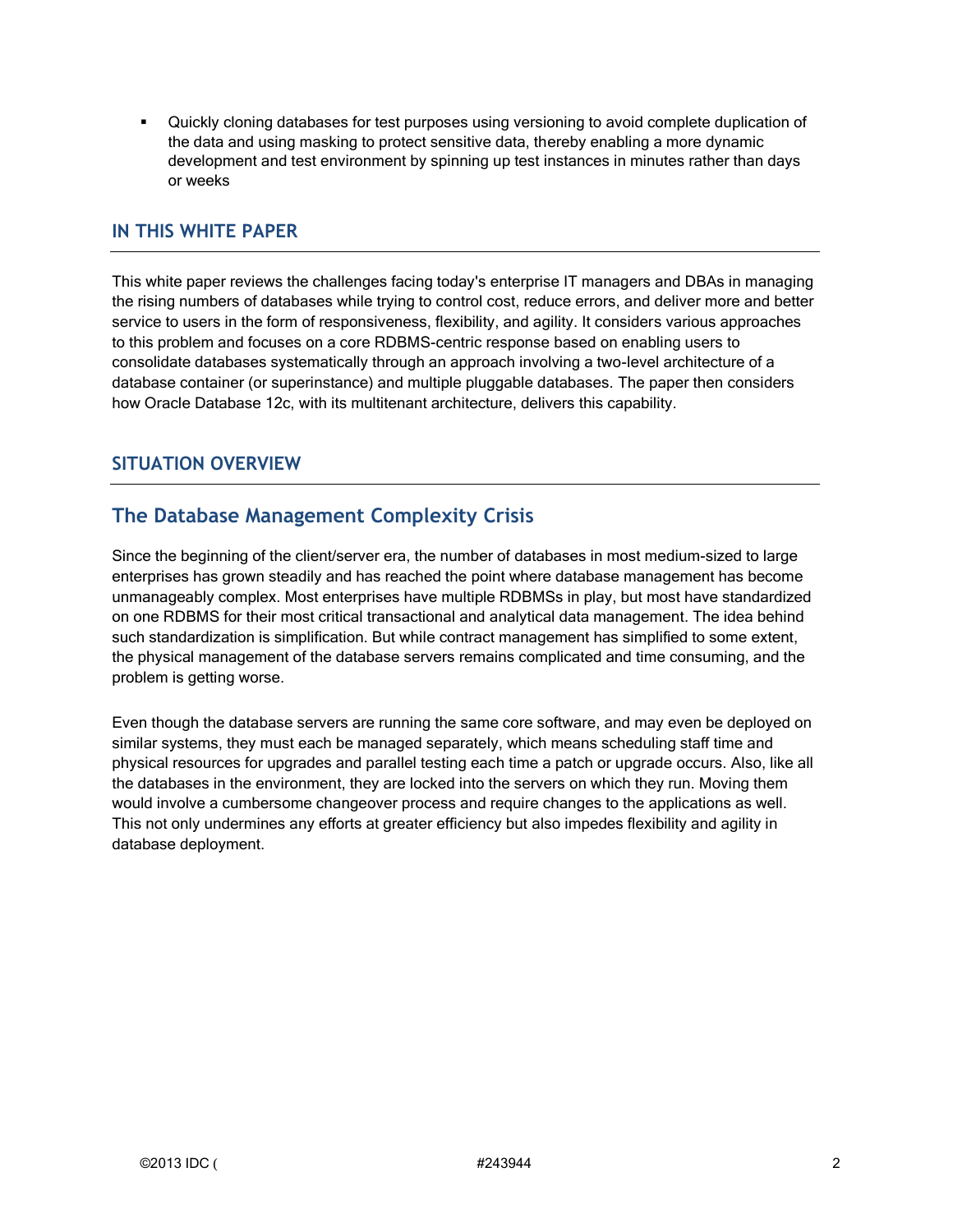- Quickly cloning databases for test purposes using versioning to avoid complete duplication of the data and using masking to protect sensitive data, thereby enabling a more dynamic development and test environment by spinning up test instances in minutes rather than days or weeks

## IN THIS WHITE PAPER

This white paper reviews the challenges facing today's enterprise IT managers and DBAs in managing the rising numbers of databases while trying to control cost, reduce errors, and deliver more and better service to users in the form of responsiveness, flexibility, and agility. It considers various approaches to this problem and focuses on a core RDBMS-centric response based on enabling users to consolidate databases systematically through an approach involving a two-level architecture of a database container (or superinstance) and multiple pluggable databases. The paper then considers how Oracle Database 12c, with its multitenant architecture, delivers this capability.

## SITUATION OVERVIEW

### The Database Management Complexity Crisis

Since the beginning of the client/server era, the number of databases in most medium-sized to large enterprises has grown steadily and has reached the point where database management has become unmanageably complex. Most enterprises have multiple RDBMSs in play, but most have standardized on one RDBMS for their most critical transactional and analytical data management. The idea behind such standardization is simplification. But while contract management has simplified to some extent, the physical management of the database servers remains complicated and time consuming, and the problem is getting worse.

Even though the database servers are running the same core software, and may even be deployed on similar systems, they must each be managed separately, which means scheduling staff time and physical resources for upgrades and parallel testing each time a patch or upgrade occurs. Also, like all the databases in the environment, they are locked into the servers on which they run. Moving them would involve a cumbersome changeover process and require changes to the applications as well. This not only undermines any efforts at greater efficiency but also impedes flexibility and agility in database deployment.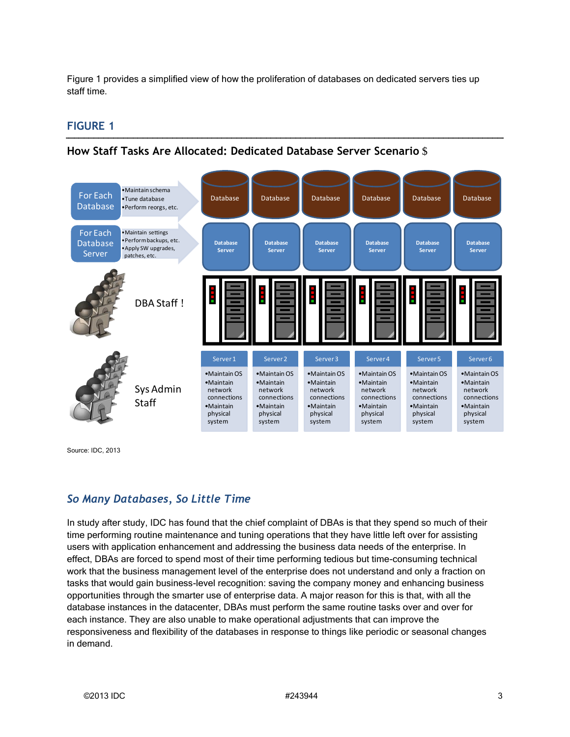Figure 1 provides a simplified view of how the proliferation of databases on dedicated servers ties up staff time.

## FIGURE 1

### How Staff Tasks Are Allocated: Dedicated Database Server Scenario

For Each Database
- Maintain schema
- Tune database
- Perform reorgs, etc.

For Each Database Server
- Maintain settings
- Perform backups, etc.
- Apply SW upgrades, patches, etc.

DBA Staff

Sys Admin Staff

| Server 1 | Server 2 | Server 3 | Server 4 | Server 5 | Server 6 |
|---|---|---|---|---|---|
| •Maintain OS •Maintain network connections •Maintain physical system | •Maintain OS •Maintain network connections •Maintain physical system | •Maintain OS •Maintain network connections •Maintain physical system | •Maintain OS •Maintain network connections •Maintain physical system | •Maintain OS •Maintain network connections •Maintain physical system | •Maintain OS •Maintain network connections •Maintain physical system |

Source: IDC, 2013

## *So Many Databases, So Little Time*

In study after study, IDC has found that the chief complaint of DBAs is that they spend so much of their time performing routine maintenance and tuning operations that they have little left over for assisting users with application enhancement and addressing the business data needs of the enterprise. In effect, DBAs are forced to spend most of their time performing tedious but time-consuming technical work that the business management level of the enterprise does not understand and only a fraction on tasks that would gain business-level recognition: saving the company money and enhancing business opportunities through the smarter use of enterprise data. A major reason for this is that, with all the database instances in the datacenter, DBAs must perform the same routine tasks over and over for each instance. They are also unable to make operational adjustments that can improve the responsiveness and flexibility of the databases in response to things like periodic or seasonal changes in demand.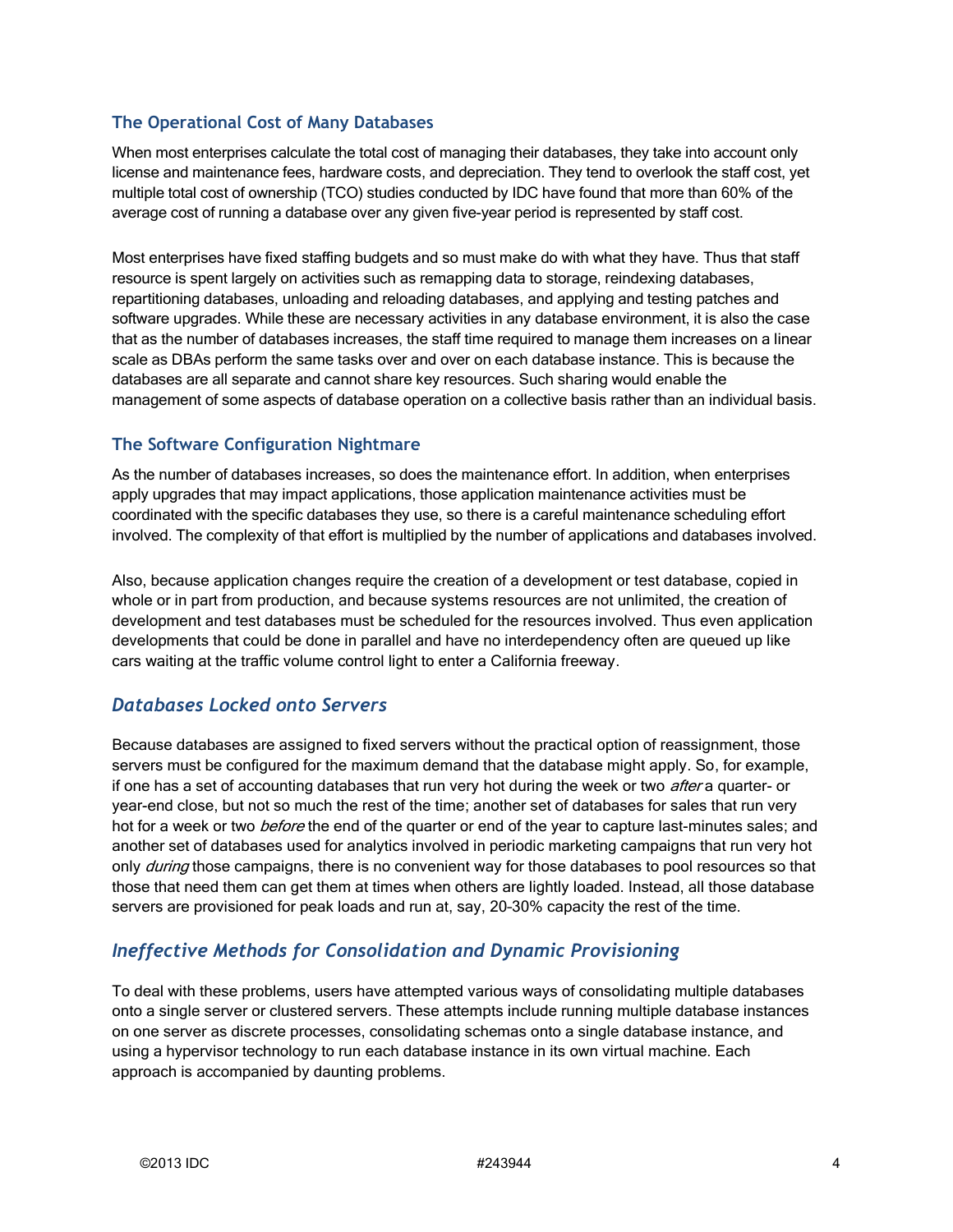### The Operational Cost of Many Databases

When most enterprises calculate the total cost of managing their databases, they take into account only license and maintenance fees, hardware costs, and depreciation. They tend to overlook the staff cost, yet multiple total cost of ownership (TCO) studies conducted by IDC have found that more than 60% of the average cost of running a database over any given five-year period is represented by staff cost.

Most enterprises have fixed staffing budgets and so must make do with what they have. Thus that staff resource is spent largely on activities such as remapping data to storage, reindexing databases, repartitioning databases, unloading and reloading databases, and applying and testing patches and software upgrades. While these are necessary activities in any database environment, it is also the case that as the number of databases increases, the staff time required to manage them increases on a linear scale as DBAs perform the same tasks over and over on each database instance. This is because the databases are all separate and cannot share key resources. Such sharing would enable the management of some aspects of database operation on a collective basis rather than an individual basis.

### The Software Configuration Nightmare

As the number of databases increases, so does the maintenance effort. In addition, when enterprises apply upgrades that may impact applications, those application maintenance activities must be coordinated with the specific databases they use, so there is a careful maintenance scheduling effort involved. The complexity of that effort is multiplied by the number of applications and databases involved.

Also, because application changes require the creation of a development or test database, copied in whole or in part from production, and because systems resources are not unlimited, the creation of development and test databases must be scheduled for the resources involved. Thus even application developments that could be done in parallel and have no interdependency often are queued up like cars waiting at the traffic volume control light to enter a California freeway.

## *Databases Locked onto Servers*

Because databases are assigned to fixed servers without the practical option of reassignment, those servers must be configured for the maximum demand that the database might apply. So, for example, if one has a set of accounting databases that run very hot during the week or two *after* a quarter- or year-end close, but not so much the rest of the time; another set of databases for sales that run very hot for a week or two *before* the end of the quarter or end of the year to capture last-minutes sales; and another set of databases used for analytics involved in periodic marketing campaigns that run very hot only *during* those campaigns, there is no convenient way for those databases to pool resources so that those that need them can get them at times when others are lightly loaded. Instead, all those database servers are provisioned for peak loads and run at, say, 20–30% capacity the rest of the time.

## *Ineffective Methods for Consolidation and Dynamic Provisioning*

To deal with these problems, users have attempted various ways of consolidating multiple databases onto a single server or clustered servers. These attempts include running multiple database instances on one server as discrete processes, consolidating schemas onto a single database instance, and using a hypervisor technology to run each database instance in its own virtual machine. Each approach is accompanied by daunting problems.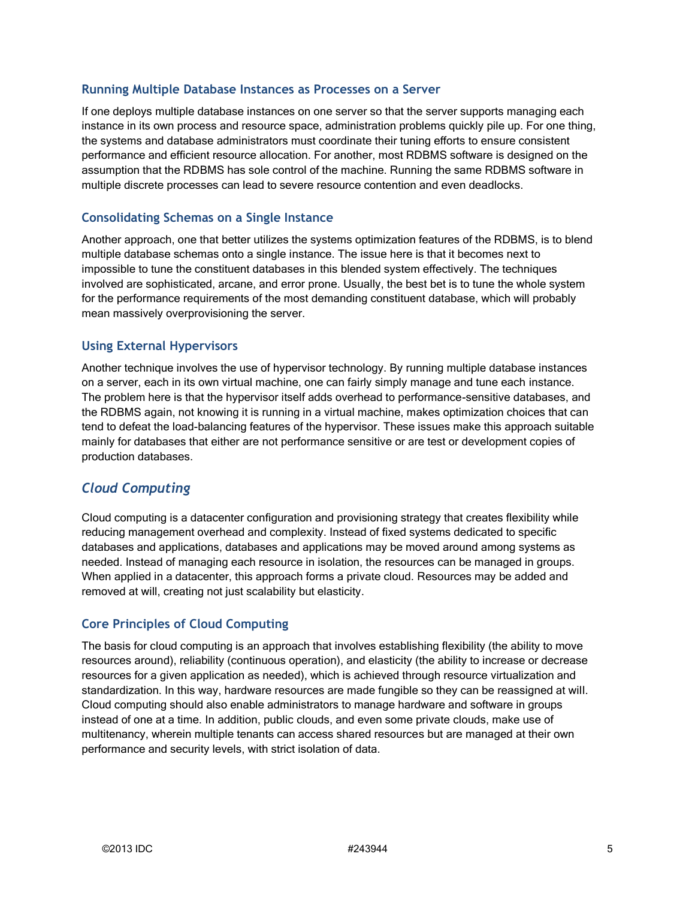### Running Multiple Database Instances as Processes on a Server

If one deploys multiple database instances on one server so that the server supports managing each instance in its own process and resource space, administration problems quickly pile up. For one thing, the systems and database administrators must coordinate their tuning efforts to ensure consistent performance and efficient resource allocation. For another, most RDBMS software is designed on the assumption that the RDBMS has sole control of the machine. Running the same RDBMS software in multiple discrete processes can lead to severe resource contention and even deadlocks.

### Consolidating Schemas on a Single Instance

Another approach, one that better utilizes the systems optimization features of the RDBMS, is to blend multiple database schemas onto a single instance. The issue here is that it becomes next to impossible to tune the constituent databases in this blended system effectively. The techniques involved are sophisticated, arcane, and error prone. Usually, the best bet is to tune the whole system for the performance requirements of the most demanding constituent database, which will probably mean massively overprovisioning the server.

### Using External Hypervisors

Another technique involves the use of hypervisor technology. By running multiple database instances on a server, each in its own virtual machine, one can fairly simply manage and tune each instance. The problem here is that the hypervisor itself adds overhead to performance-sensitive databases, and the RDBMS again, not knowing it is running in a virtual machine, makes optimization choices that can tend to defeat the load-balancing features of the hypervisor. These issues make this approach suitable mainly for databases that either are not performance sensitive or are test or development copies of production databases.

## *Cloud Computing*

Cloud computing is a datacenter configuration and provisioning strategy that creates flexibility while reducing management overhead and complexity. Instead of fixed systems dedicated to specific databases and applications, databases and applications may be moved around among systems as needed. Instead of managing each resource in isolation, the resources can be managed in groups. When applied in a datacenter, this approach forms a private cloud. Resources may be added and removed at will, creating not just scalability but elasticity.

### Core Principles of Cloud Computing

The basis for cloud computing is an approach that involves establishing flexibility (the ability to move resources around), reliability (continuous operation), and elasticity (the ability to increase or decrease resources for a given application as needed), which is achieved through resource virtualization and standardization. In this way, hardware resources are made fungible so they can be reassigned at will. Cloud computing should also enable administrators to manage hardware and software in groups instead of one at a time. In addition, public clouds, and even some private clouds, make use of multitenancy, wherein multiple tenants can access shared resources but are managed at their own performance and security levels, with strict isolation of data.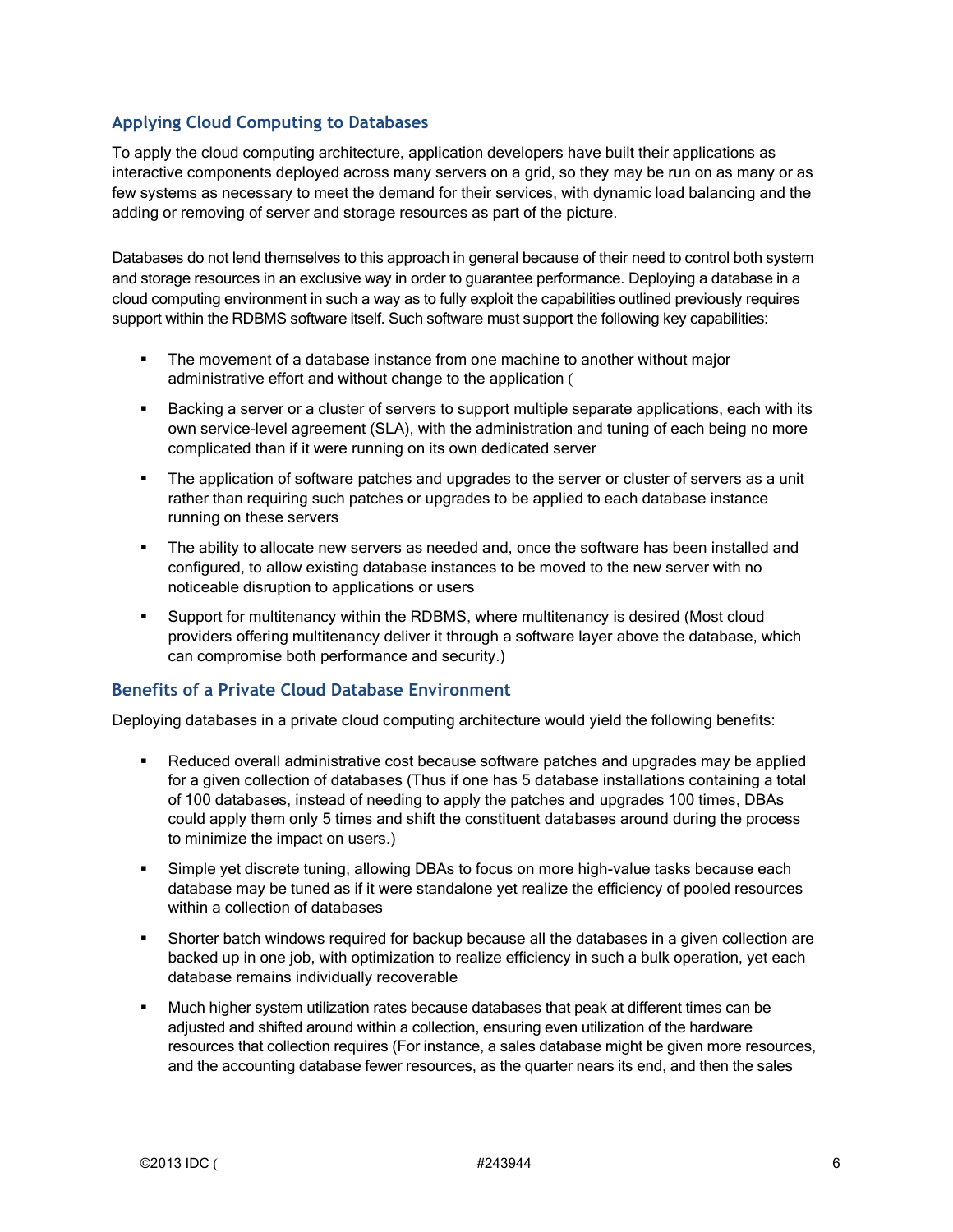### Applying Cloud Computing to Databases

To apply the cloud computing architecture, application developers have built their applications as interactive components deployed across many servers on a grid, so they may be run on as many or as few systems as necessary to meet the demand for their services, with dynamic load balancing and the adding or removing of server and storage resources as part of the picture.

Databases do not lend themselves to this approach in general because of their need to control both system and storage resources in an exclusive way in order to guarantee performance. Deploying a database in a cloud computing environment in such a way as to fully exploit the capabilities outlined previously requires support within the RDBMS software itself. Such software must support the following key capabilities:

- The movement of a database instance from one machine to another without major administrative effort and without change to the application (
- Backing a server or a cluster of servers to support multiple separate applications, each with its own service-level agreement (SLA), with the administration and tuning of each being no more complicated than if it were running on its own dedicated server
- The application of software patches and upgrades to the server or cluster of servers as a unit rather than requiring such patches or upgrades to be applied to each database instance running on these servers
- The ability to allocate new servers as needed and, once the software has been installed and configured, to allow existing database instances to be moved to the new server with no noticeable disruption to applications or users
- Support for multitenancy within the RDBMS, where multitenancy is desired (Most cloud providers offering multitenancy deliver it through a software layer above the database, which can compromise both performance and security.)

### Benefits of a Private Cloud Database Environment

Deploying databases in a private cloud computing architecture would yield the following benefits:

- Reduced overall administrative cost because software patches and upgrades may be applied for a given collection of databases (Thus if one has 5 database installations containing a total of 100 databases, instead of needing to apply the patches and upgrades 100 times, DBAs could apply them only 5 times and shift the constituent databases around during the process to minimize the impact on users.)
- Simple yet discrete tuning, allowing DBAs to focus on more high-value tasks because each database may be tuned as if it were standalone yet realize the efficiency of pooled resources within a collection of databases
- Shorter batch windows required for backup because all the databases in a given collection are backed up in one job, with optimization to realize efficiency in such a bulk operation, yet each database remains individually recoverable
- Much higher system utilization rates because databases that peak at different times can be adjusted and shifted around within a collection, ensuring even utilization of the hardware resources that collection requires (For instance, a sales database might be given more resources, and the accounting database fewer resources, as the quarter nears its end, and then the sales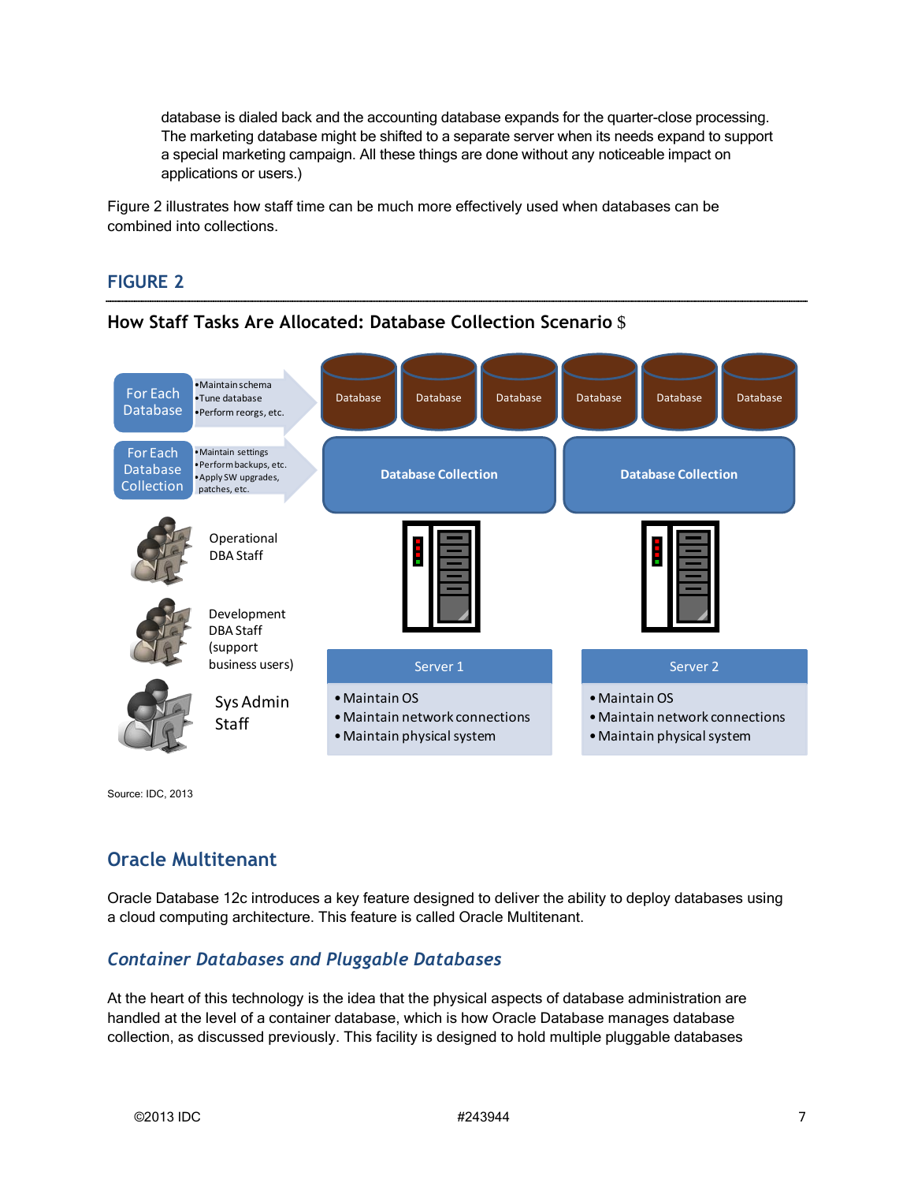database is dialed back and the accounting database expands for the quarter-close processing. The marketing database might be shifted to a separate server when its needs expand to support a special marketing campaign. All these things are done without any noticeable impact on applications or users.)

Figure 2 illustrates how staff time can be much more effectively used when databases can be combined into collections.

## FIGURE 2

**How Staff Tasks Are Allocated: Database Collection Scenario** $

For Each Database
- Maintain schema
- Tune database
- Perform reorgs, etc.

For Each Database Collection
- Maintain settings
- Perform backups, etc.
- Apply SW upgrades, patches, etc.

Database | Database | Database | Database | Database | Database

Database Collection | Database Collection

Operational DBA Staff

Development DBA Staff (support business users)

Sys Admin Staff

Server 1
- Maintain OS
- Maintain network connections
- Maintain physical system

Server 2
- Maintain OS
- Maintain network connections
- Maintain physical system

Source: IDC, 2013

## Oracle Multitenant

Oracle Database 12c introduces a key feature designed to deliver the ability to deploy databases using a cloud computing architecture. This feature is called Oracle Multitenant.

### *Container Databases and Pluggable Databases*

At the heart of this technology is the idea that the physical aspects of database administration are handled at the level of a container database, which is how Oracle Database manages database collection, as discussed previously. This facility is designed to hold multiple pluggable databases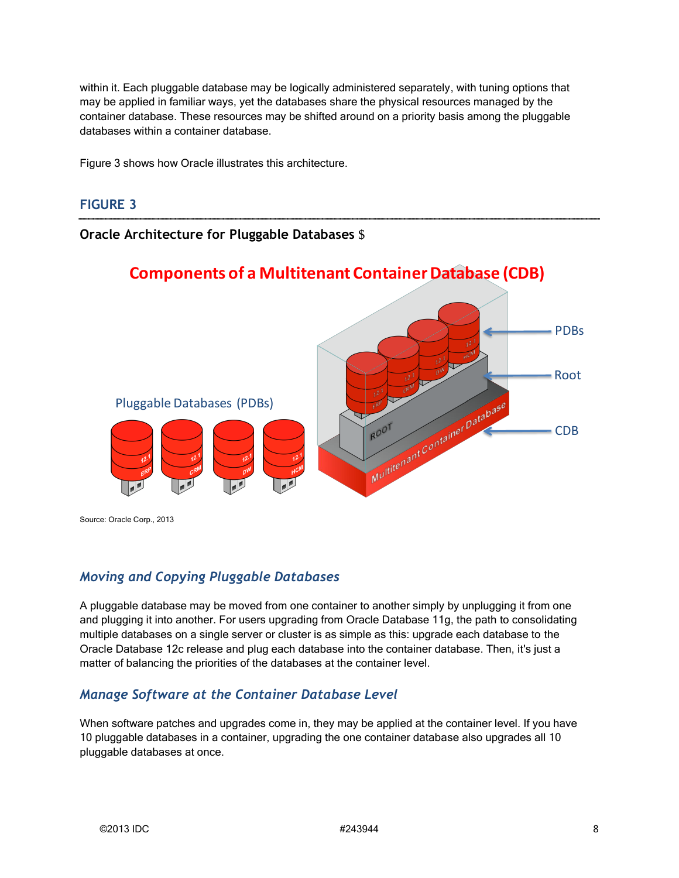within it. Each pluggable database may be logically administered separately, with tuning options that may be applied in familiar ways, yet the databases share the physical resources managed by the container database. These resources may be shifted around on a priority basis among the pluggable databases within a container database.

Figure 3 shows how Oracle illustrates this architecture.

## FIGURE 3

**Oracle Architecture for Pluggable Databases** $

Source: Oracle Corp., 2013

### *Moving and Copying Pluggable Databases*

A pluggable database may be moved from one container to another simply by unplugging it from one and plugging it into another. For users upgrading from Oracle Database 11g, the path to consolidating multiple databases on a single server or cluster is as simple as this: upgrade each database to the Oracle Database 12c release and plug each database into the container database. Then, it's just a matter of balancing the priorities of the databases at the container level.

### *Manage Software at the Container Database Level*

When software patches and upgrades come in, they may be applied at the container level. If you have 10 pluggable databases in a container, upgrading the one container database also upgrades all 10 pluggable databases at once.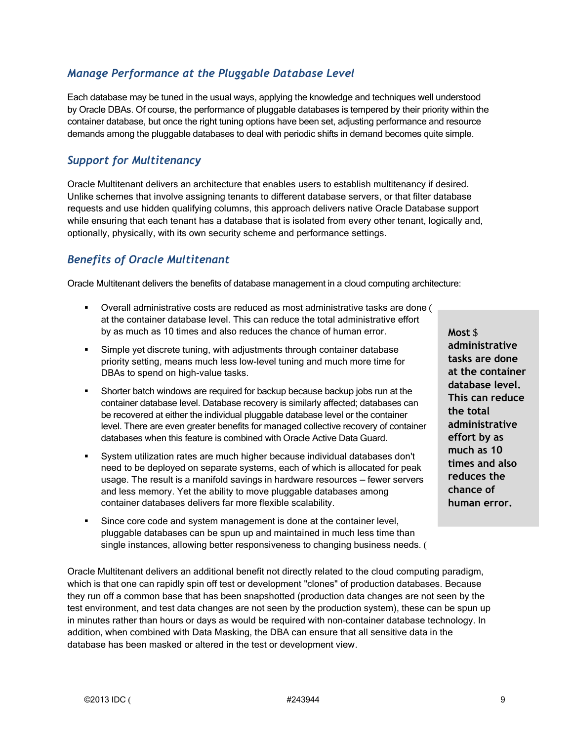## *Manage Performance at the Pluggable Database Level*

Each database may be tuned in the usual ways, applying the knowledge and techniques well understood by Oracle DBAs. Of course, the performance of pluggable databases is tempered by their priority within the container database, but once the right tuning options have been set, adjusting performance and resource demands among the pluggable databases to deal with periodic shifts in demand becomes quite simple.

## *Support for Multitenancy*

Oracle Multitenant delivers an architecture that enables users to establish multitenancy if desired. Unlike schemes that involve assigning tenants to different database servers, or that filter database requests and use hidden qualifying columns, this approach delivers native Oracle Database support while ensuring that each tenant has a database that is isolated from every other tenant, logically and, optionally, physically, with its own security scheme and performance settings.

## *Benefits of Oracle Multitenant*

Oracle Multitenant delivers the benefits of database management in a cloud computing architecture:

- Overall administrative costs are reduced as most administrative tasks are done ( at the container database level. This can reduce the total administrative effort by as much as 10 times and also reduces the chance of human error.
- Simple yet discrete tuning, with adjustments through container database priority setting, means much less low-level tuning and much more time for DBAs to spend on high-value tasks.
- Shorter batch windows are required for backup because backup jobs run at the container database level. Database recovery is similarly affected; databases can be recovered at either the individual pluggable database level or the container level. There are even greater benefits for managed collective recovery of container databases when this feature is combined with Oracle Active Data Guard.
- System utilization rates are much higher because individual databases don't need to be deployed on separate systems, each of which is allocated for peak usage. The result is a manifold savings in hardware resources — fewer servers and less memory. Yet the ability to move pluggable databases among container databases delivers far more flexible scalability.
- Since core code and system management is done at the container level, pluggable databases can be spun up and maintained in much less time than single instances, allowing better responsiveness to changing business needs. (

**Most $ administrative tasks are done at the container database level. This can reduce the total administrative effort by as much as 10 times and also reduces the chance of human error.**

Oracle Multitenant delivers an additional benefit not directly related to the cloud computing paradigm, which is that one can rapidly spin off test or development "clones" of production databases. Because they run off a common base that has been snapshotted (production data changes are not seen by the test environment, and test data changes are not seen by the production system), these can be spun up in minutes rather than hours or days as would be required with non-container database technology. In addition, when combined with Data Masking, the DBA can ensure that all sensitive data in the database has been masked or altered in the test or development view.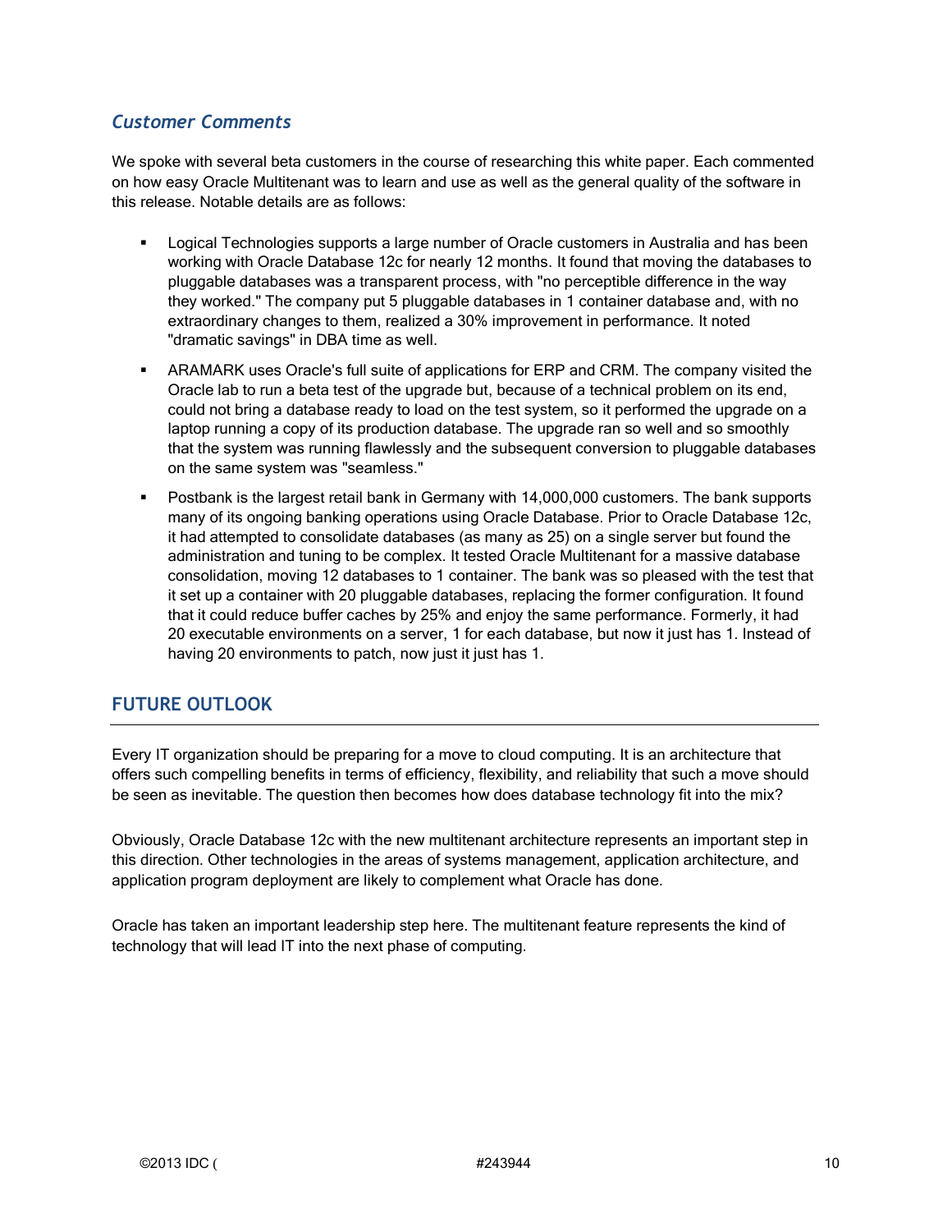### *Customer Comments*

We spoke with several beta customers in the course of researching this white paper. Each commented on how easy Oracle Multitenant was to learn and use as well as the general quality of the software in this release. Notable details are as follows:

- Logical Technologies supports a large number of Oracle customers in Australia and has been working with Oracle Database 12c for nearly 12 months. It found that moving the databases to pluggable databases was a transparent process, with "no perceptible difference in the way they worked." The company put 5 pluggable databases in 1 container database and, with no extraordinary changes to them, realized a 30% improvement in performance. It noted "dramatic savings" in DBA time as well.
- ARAMARK uses Oracle's full suite of applications for ERP and CRM. The company visited the Oracle lab to run a beta test of the upgrade but, because of a technical problem on its end, could not bring a database ready to load on the test system, so it performed the upgrade on a laptop running a copy of its production database. The upgrade ran so well and so smoothly that the system was running flawlessly and the subsequent conversion to pluggable databases on the same system was "seamless."
- Postbank is the largest retail bank in Germany with 14,000,000 customers. The bank supports many of its ongoing banking operations using Oracle Database. Prior to Oracle Database 12c, it had attempted to consolidate databases (as many as 25) on a single server but found the administration and tuning to be complex. It tested Oracle Multitenant for a massive database consolidation, moving 12 databases to 1 container. The bank was so pleased with the test that it set up a container with 20 pluggable databases, replacing the former configuration. It found that it could reduce buffer caches by 25% and enjoy the same performance. Formerly, it had 20 executable environments on a server, 1 for each database, but now it just has 1. Instead of having 20 environments to patch, now just it just has 1.

## FUTURE OUTLOOK

Every IT organization should be preparing for a move to cloud computing. It is an architecture that offers such compelling benefits in terms of efficiency, flexibility, and reliability that such a move should be seen as inevitable. The question then becomes how does database technology fit into the mix?

Obviously, Oracle Database 12c with the new multitenant architecture represents an important step in this direction. Other technologies in the areas of systems management, application architecture, and application program deployment are likely to complement what Oracle has done.

Oracle has taken an important leadership step here. The multitenant feature represents the kind of technology that will lead IT into the next phase of computing.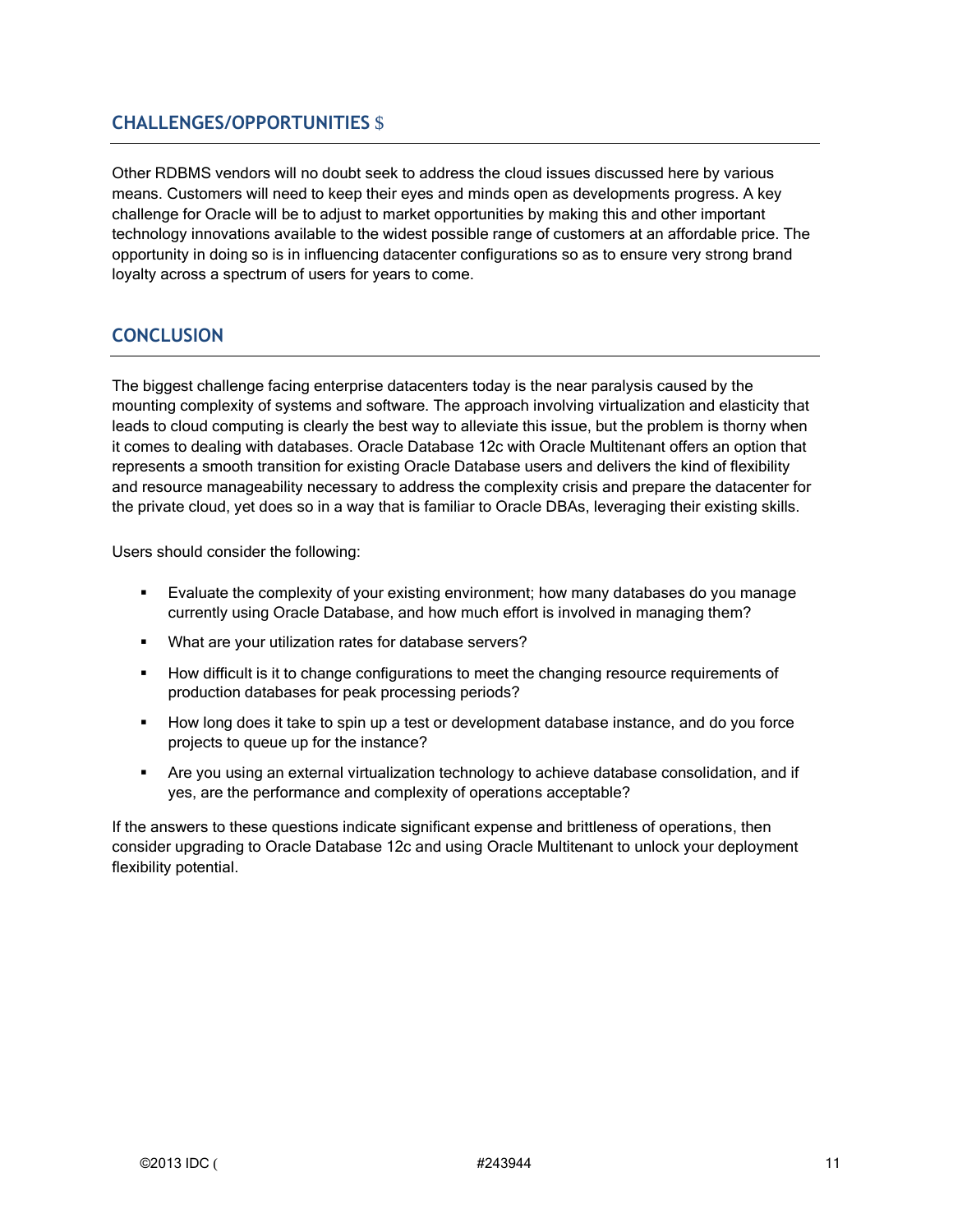## CHALLENGES/OPPORTUNITIES $

Other RDBMS vendors will no doubt seek to address the cloud issues discussed here by various means. Customers will need to keep their eyes and minds open as developments progress. A key challenge for Oracle will be to adjust to market opportunities by making this and other important technology innovations available to the widest possible range of customers at an affordable price. The opportunity in doing so is in influencing datacenter configurations so as to ensure very strong brand loyalty across a spectrum of users for years to come.

## CONCLUSION

The biggest challenge facing enterprise datacenters today is the near paralysis caused by the mounting complexity of systems and software. The approach involving virtualization and elasticity that leads to cloud computing is clearly the best way to alleviate this issue, but the problem is thorny when it comes to dealing with databases. Oracle Database 12c with Oracle Multitenant offers an option that represents a smooth transition for existing Oracle Database users and delivers the kind of flexibility and resource manageability necessary to address the complexity crisis and prepare the datacenter for the private cloud, yet does so in a way that is familiar to Oracle DBAs, leveraging their existing skills.

Users should consider the following:

- Evaluate the complexity of your existing environment; how many databases do you manage currently using Oracle Database, and how much effort is involved in managing them?
- What are your utilization rates for database servers?
- How difficult is it to change configurations to meet the changing resource requirements of production databases for peak processing periods?
- How long does it take to spin up a test or development database instance, and do you force projects to queue up for the instance?
- Are you using an external virtualization technology to achieve database consolidation, and if yes, are the performance and complexity of operations acceptable?

If the answers to these questions indicate significant expense and brittleness of operations, then consider upgrading to Oracle Database 12c and using Oracle Multitenant to unlock your deployment flexibility potential.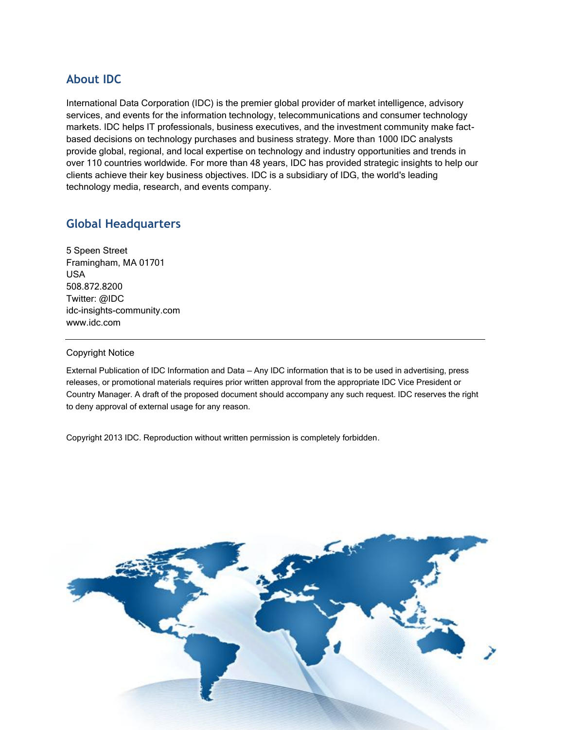## About IDC

International Data Corporation (IDC) is the premier global provider of market intelligence, advisory services, and events for the information technology, telecommunications and consumer technology markets. IDC helps IT professionals, business executives, and the investment community make fact-based decisions on technology purchases and business strategy. More than 1000 IDC analysts provide global, regional, and local expertise on technology and industry opportunities and trends in over 110 countries worldwide. For more than 48 years, IDC has provided strategic insights to help our clients achieve their key business objectives. IDC is a subsidiary of IDG, the world's leading technology media, research, and events company.

## Global Headquarters

5 Speen Street
Framingham, MA 01701
USA
508.872.8200
Twitter: @IDC
idc-insights-community.com
www.idc.com

---

Copyright Notice

External Publication of IDC Information and Data — Any IDC information that is to be used in advertising, press releases, or promotional materials requires prior written approval from the appropriate IDC Vice President or Country Manager. A draft of the proposed document should accompany any such request. IDC reserves the right to deny approval of external usage for any reason.

Copyright 2013 IDC. Reproduction without written permission is completely forbidden.